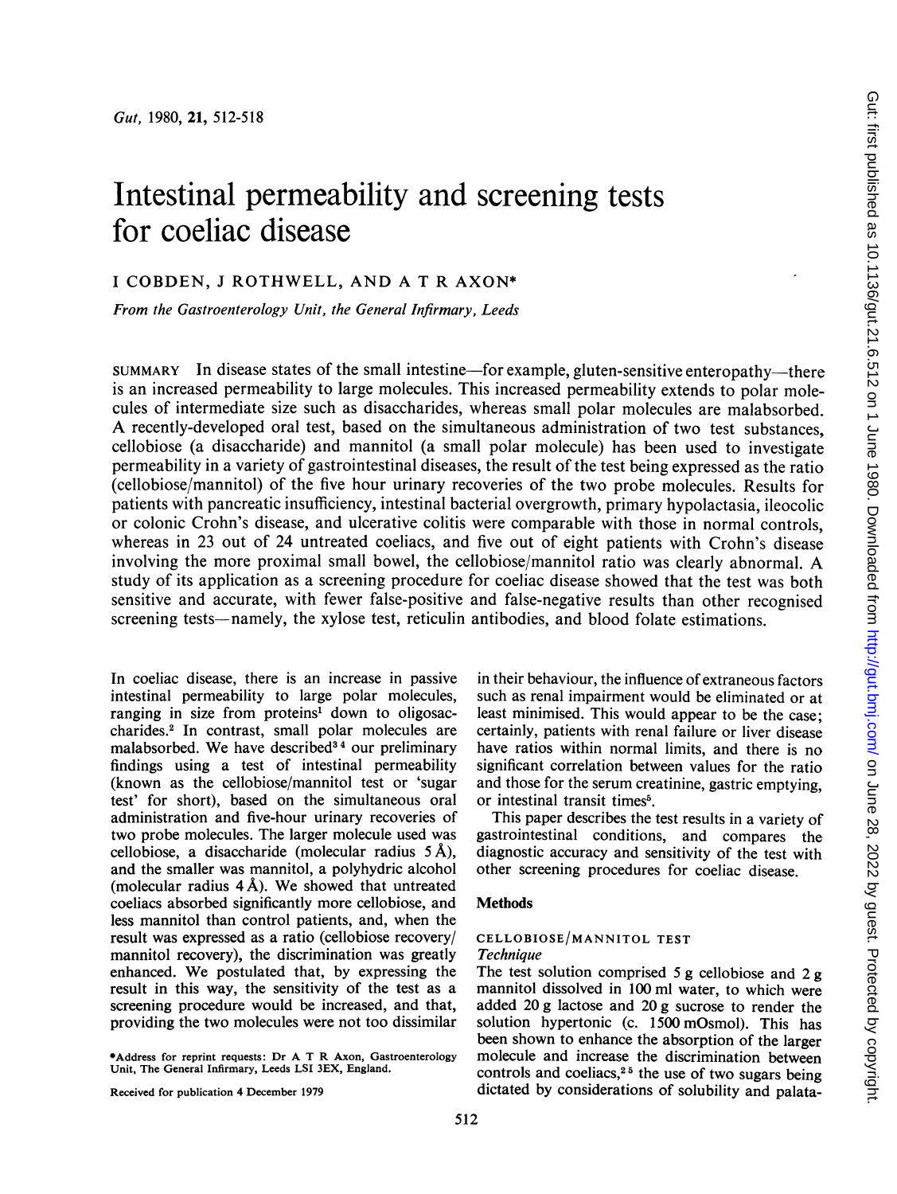# Intestinal permeability and screening tests for coeliac disease

I COBDEN, J ROTHWELL, AND A T R AXON*

*From the Gastroenterology Unit, the General Infirmary, Leeds*

SUMMARY In disease states of the small intestine—for example, gluten-sensitive enteropathy—there is an increased permeability to large molecules. This increased permeability extends to polar molecules of intermediate size such as disaccharides, whereas small polar molecules are malabsorbed. A recently-developed oral test, based on the simultaneous administration of two test substances, cellobiose (a disaccharide) and mannitol (a small polar molecule) has been used to investigate permeability in a variety of gastrointestinal diseases, the result of the test being expressed as the ratio (cellobiose/mannitol) of the five hour urinary recoveries of the two probe molecules. Results for patients with pancreatic insufficiency, intestinal bacterial overgrowth, primary hypolactasia, ileocolic or colonic Crohn's disease, and ulcerative colitis were comparable with those in normal controls, whereas in 23 out of 24 untreated coeliacs, and five out of eight patients with Crohn's disease involving the more proximal small bowel, the cellobiose/mannitol ratio was clearly abnormal. A study of its application as a screening procedure for coeliac disease showed that the test was both sensitive and accurate, with fewer false-positive and false-negative results than other recognised screening tests—namely, the xylose test, reticulin antibodies, and blood folate estimations.

In coeliac disease, there is an increase in passive intestinal permeability to large polar molecules, ranging in size from proteins[1] down to oligosaccharides.[2] In contrast, small polar molecules are malabsorbed. We have described[3 4] our preliminary findings using a test of intestinal permeability (known as the cellobiose/mannitol test or 'sugar test' for short), based on the simultaneous oral administration and five-hour urinary recoveries of two probe molecules. The larger molecule used was cellobiose, a disaccharide (molecular radius 5 Å), and the smaller was mannitol, a polyhydric alcohol (molecular radius 4 Å). We showed that untreated coeliacs absorbed significantly more cellobiose, and less mannitol than control patients, and, when the result was expressed as a ratio (cellobiose recovery/mannitol recovery), the discrimination was greatly enhanced. We postulated that, by expressing the result in this way, the sensitivity of the test as a screening procedure would be increased, and that, providing the two molecules were not too dissimilar in their behaviour, the influence of extraneous factors such as renal impairment would be eliminated or at least minimised. This would appear to be the case; certainly, patients with renal failure or liver disease have ratios within normal limits, and there is no significant correlation between values for the ratio and those for the serum creatinine, gastric emptying, or intestinal transit times[5].

This paper describes the test results in a variety of gastrointestinal conditions, and compares the diagnostic accuracy and sensitivity of the test with other screening procedures for coeliac disease.

## Methods

### CELLOBIOSE/MANNITOL TEST

#### *Technique*

The test solution comprised 5 g cellobiose and 2 g mannitol dissolved in 100 ml water, to which were added 20 g lactose and 20 g sucrose to render the solution hypertonic (c. 1500 mOsmol). This has been shown to enhance the absorption of the larger molecule and increase the discrimination between controls and coeliacs,[2 5] the use of two sugars being dictated by considerations of solubility and palata-

*Address for reprint requests: Dr A T R Axon, Gastroenterology Unit, The General Infirmary, Leeds LS1 3EX, England.

Received for publication 4 December 1979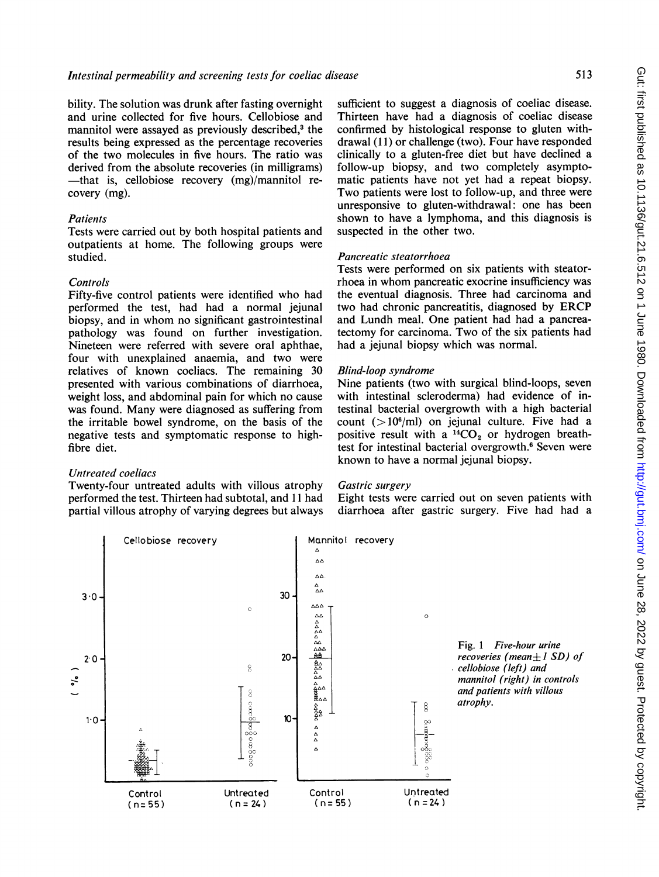bility. The solution was drunk after fasting overnight and urine collected for five hours. Cellobiose and mannitol were assayed as previously described,[3] the results being expressed as the percentage recoveries of the two molecules in five hours. The ratio was derived from the absolute recoveries (in milligrams) —that is, cellobiose recovery (mg)/mannitol recovery (mg).

### Patients

Tests were carried out by both hospital patients and outpatients at home. The following groups were studied.

#### Controls

Fifty-five control patients were identified who had performed the test, had had a normal jejunal biopsy, and in whom no significant gastrointestinal pathology was found on further investigation. Nineteen were referred with severe oral aphthae, four with unexplained anaemia, and two were relatives of known coeliacs. The remaining 30 presented with various combinations of diarrhoea, weight loss, and abdominal pain for which no cause was found. Many were diagnosed as suffering from the irritable bowel syndrome, on the basis of the negative tests and symptomatic response to high-fibre diet.

#### Untreated coeliacs

Twenty-four untreated adults with villous atrophy performed the test. Thirteen had subtotal, and 11 had partial villous atrophy of varying degrees but always sufficient to suggest a diagnosis of coeliac disease. Thirteen have had a diagnosis of coeliac disease confirmed by histological response to gluten withdrawal (11) or challenge (two). Four have responded clinically to a gluten-free diet but have declined a follow-up biopsy, and two completely asymptomatic patients have not yet had a repeat biopsy. Two patients were lost to follow-up, and three were unresponsive to gluten-withdrawal: one has been shown to have a lymphoma, and this diagnosis is suspected in the other two.

#### Pancreatic steatorrhoea

Tests were performed on six patients with steatorrhoea in whom pancreatic exocrine insufficiency was the eventual diagnosis. Three had carcinoma and two had chronic pancreatitis, diagnosed by ERCP and Lundh meal. One patient had had a pancreatectomy for carcinoma. Two of the six patients had had a jejunal biopsy which was normal.

#### Blind-loop syndrome

Nine patients (two with surgical blind-loops, seven with intestinal scleroderma) had evidence of intestinal bacterial overgrowth with a high bacterial count ($>10^6$/ml) on jejunal culture. Five had a positive result with a $^{14}CO_2$ or hydrogen breath-test for intestinal bacterial overgrowth.[6] Seven were known to have a normal jejunal biopsy.

#### Gastric surgery

Eight tests were carried out on seven patients with diarrhoea after gastric surgery. Five had had a

Fig. 1 *Five-hour urine recoveries (mean ± 1 SD) of cellobiose (left) and mannitol (right) in controls and patients with villous atrophy.*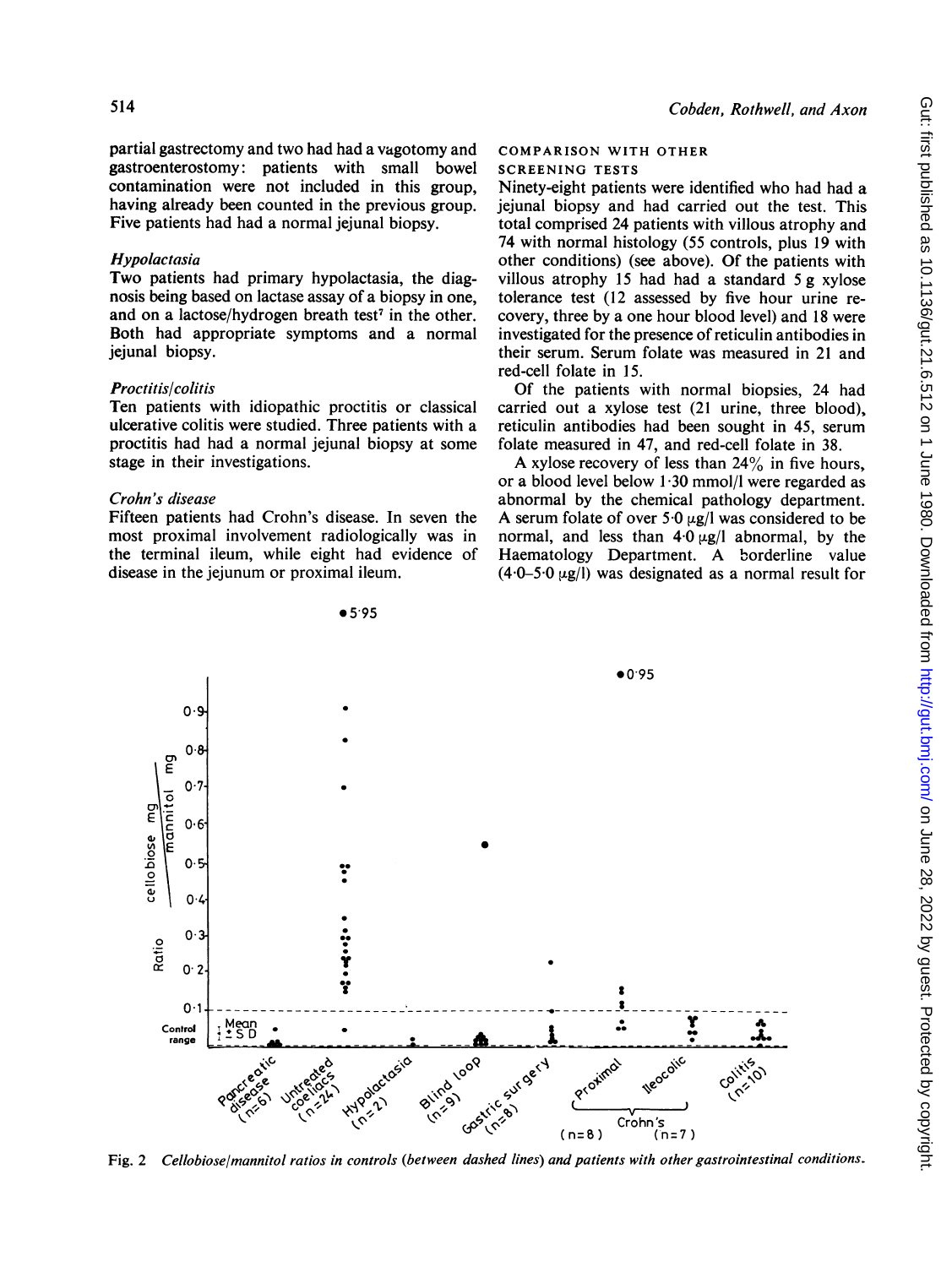partial gastrectomy and two had had a vagotomy and gastroenterostomy: patients with small bowel contamination were not included in this group, having already been counted in the previous group. Five patients had had a normal jejunal biopsy.

### *Hypolactasia*

Two patients had primary hypolactasia, the diagnosis being based on lactase assay of a biopsy in one, and on a lactose/hydrogen breath test[7] in the other. Both had appropriate symptoms and a normal jejunal biopsy.

### *Proctitis/colitis*

Ten patients with idiopathic proctitis or classical ulcerative colitis were studied. Three patients with a proctitis had had a normal jejunal biopsy at some stage in their investigations.

### *Crohn's disease*

Fifteen patients had Crohn's disease. In seven the most proximal involvement radiologically was in the terminal ileum, while eight had evidence of disease in the jejunum or proximal ileum.

## COMPARISON WITH OTHER SCREENING TESTS

Ninety-eight patients were identified who had had a jejunal biopsy and had carried out the test. This total comprised 24 patients with villous atrophy and 74 with normal histology (55 controls, plus 19 with other conditions) (see above). Of the patients with villous atrophy 15 had had a standard 5 g xylose tolerance test (12 assessed by five hour urine recovery, three by a one hour blood level) and 18 were investigated for the presence of reticulin antibodies in their serum. Serum folate was measured in 21 and red-cell folate in 15.

Of the patients with normal biopsies, 24 had carried out a xylose test (21 urine, three blood), reticulin antibodies had been sought in 45, serum folate measured in 47, and red-cell folate in 38.

A xylose recovery of less than 24% in five hours, or a blood level below 1·30 mmol/l were regarded as abnormal by the chemical pathology department. A serum folate of over 5·0 μg/l was considered to be normal, and less than 4·0 μg/l abnormal, by the Haematology Department. A borderline value (4·0–5·0 μg/l) was designated as a normal result for

Fig. 2 *Cellobiose/mannitol ratios in controls (between dashed lines) and patients with other gastrointestinal conditions.*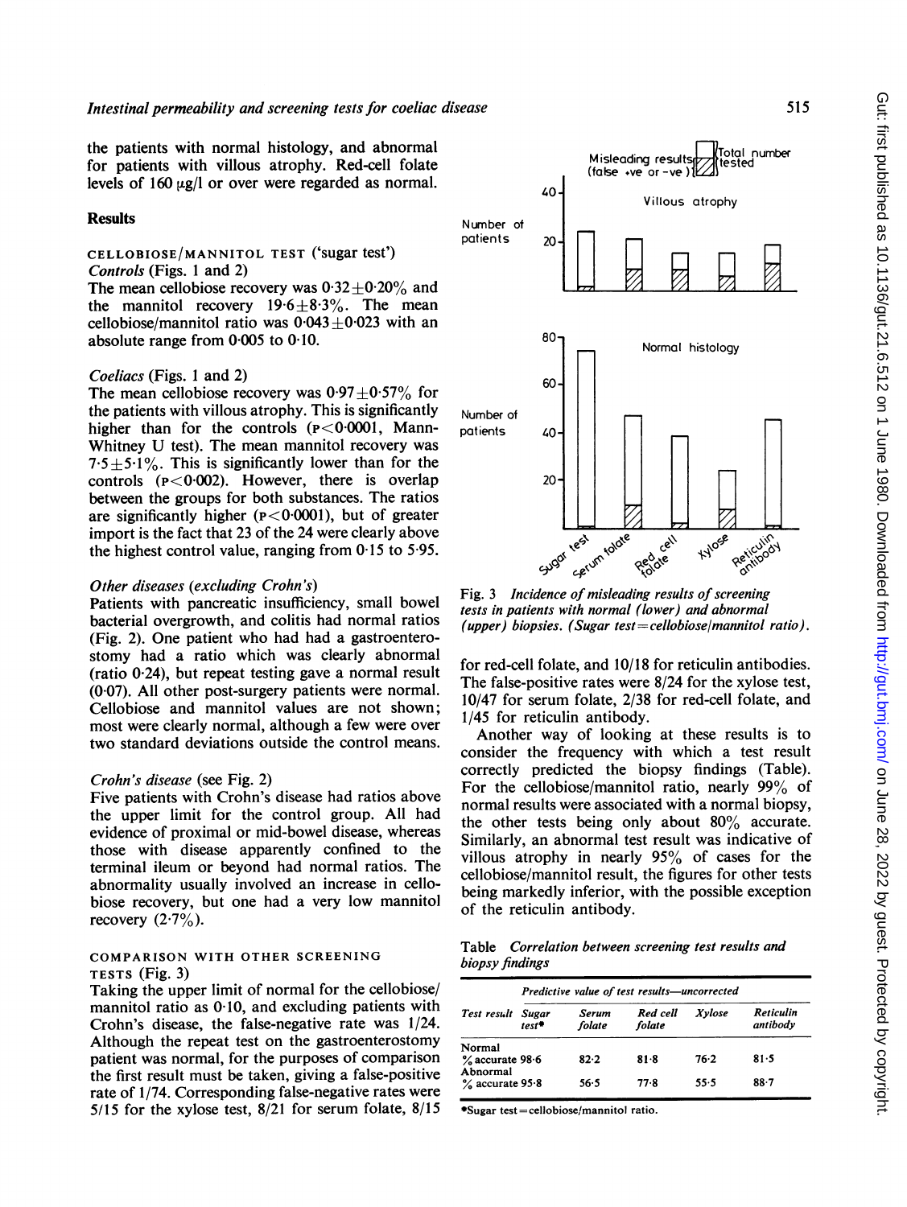the patients with normal histology, and abnormal for patients with villous atrophy. Red-cell folate levels of 160 μg/l or over were regarded as normal.

## Results

### CELLOBIOSE/MANNITOL TEST ('sugar test')

*Controls* (Figs. 1 and 2)

The mean cellobiose recovery was 0·32±0·20% and the mannitol recovery 19·6±8·3%. The mean cellobiose/mannitol ratio was 0·043±0·023 with an absolute range from 0·005 to 0·10.

*Coeliacs* (Figs. 1 and 2)

The mean cellobiose recovery was 0·97±0·57% for the patients with villous atrophy. This is significantly higher than for the controls ($P<0·0001$, Mann-Whitney U test). The mean mannitol recovery was 7·5±5·1%. This is significantly lower than for the controls ($P<0·002$). However, there is overlap between the groups for both substances. The ratios are significantly higher ($P<0·0001$), but of greater import is the fact that 23 of the 24 were clearly above the highest control value, ranging from 0·15 to 5·95.

*Other diseases (excluding Crohn's)*

Patients with pancreatic insufficiency, small bowel bacterial overgrowth, and colitis had normal ratios (Fig. 2). One patient who had had a gastroenterostomy had a ratio which was clearly abnormal (ratio 0·24), but repeat testing gave a normal result (0·07). All other post-surgery patients were normal. Cellobiose and mannitol values are not shown; most were clearly normal, although a few were over two standard deviations outside the control means.

*Crohn's disease* (see Fig. 2)

Five patients with Crohn's disease had ratios above the upper limit for the control group. All had evidence of proximal or mid-bowel disease, whereas those with disease apparently confined to the terminal ileum or beyond had normal ratios. The abnormality usually involved an increase in cellobiose recovery, but one had a very low mannitol recovery (2·7%).

### COMPARISON WITH OTHER SCREENING TESTS (Fig. 3)

Taking the upper limit of normal for the cellobiose/mannitol ratio as 0·10, and excluding patients with Crohn's disease, the false-negative rate was 1/24. Although the repeat test on the gastroenterostomy patient was normal, for the purposes of comparison the first result must be taken, giving a false-positive rate of 1/74. Corresponding false-negative rates were 5/15 for the xylose test, 8/21 for serum folate, 8/15 for red-cell folate, and 10/18 for reticulin antibodies. The false-positive rates were 8/24 for the xylose test, 10/47 for serum folate, 2/38 for red-cell folate, and 1/45 for reticulin antibody.

Fig. 3 *Incidence of misleading results of screening tests in patients with normal (lower) and abnormal (upper) biopsies. (Sugar test=cellobiose/mannitol ratio).*

Another way of looking at these results is to consider the frequency with which a test result correctly predicted the biopsy findings (Table). For the cellobiose/mannitol ratio, nearly 99% of normal results were associated with a normal biopsy, the other tests being only about 80% accurate. Similarly, an abnormal test result was indicative of villous atrophy in nearly 95% of cases for the cellobiose/mannitol result, the figures for other tests being markedly inferior, with the possible exception of the reticulin antibody.

Table *Correlation between screening test results and biopsy findings*

| Test result | *Predictive value of test results—uncorrected* | | | | |
|---|---|---|---|---|---|
| | Sugar test* | Serum folate | Red cell folate | Xylose | Reticulin antibody |
| Normal % accurate | 98·6 | 82·2 | 81·8 | 76·2 | 81·5 |
| Abnormal % accurate | 95·8 | 56·5 | 77·8 | 55·5 | 88·7 |

*Sugar test=cellobiose/mannitol ratio.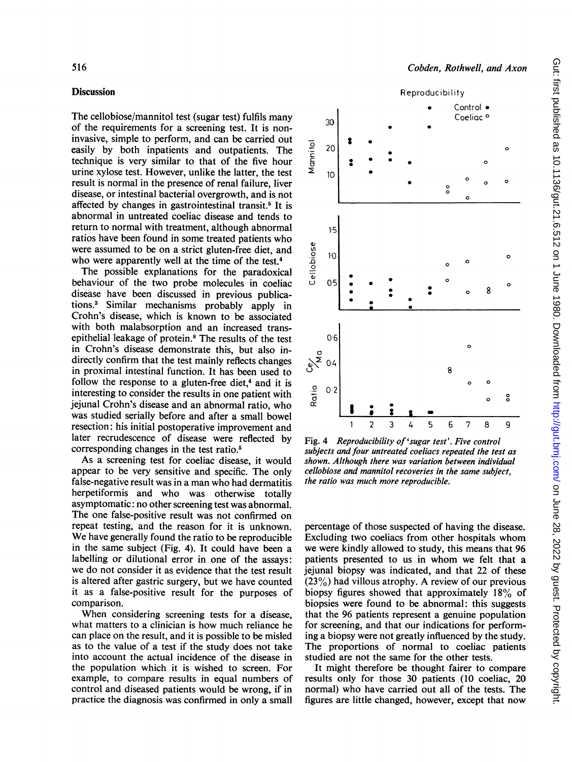## Discussion

The cellobiose/mannitol test (sugar test) fulfils many of the requirements for a screening test. It is non-invasive, simple to perform, and can be carried out easily by both inpatients and outpatients. The technique is very similar to that of the five hour urine xylose test. However, unlike the latter, the test result is normal in the presence of renal failure, liver disease, or intestinal bacterial overgrowth, and is not affected by changes in gastrointestinal transit.[5] It is abnormal in untreated coeliac disease and tends to return to normal with treatment, although abnormal ratios have been found in some treated patients who were assumed to be on a strict gluten-free diet, and who were apparently well at the time of the test.[4]

The possible explanations for the paradoxical behaviour of the two probe molecules in coeliac disease have been discussed in previous publications.[3] Similar mechanisms probably apply in Crohn's disease, which is known to be associated with both malabsorption and an increased trans-epithelial leakage of protein.[8] The results of the test in Crohn's disease demonstrate this, but also indirectly confirm that the test mainly reflects changes in proximal intestinal function. It has been used to follow the response to a gluten-free diet,[4] and it is interesting to consider the results in one patient with jejunal Crohn's disease and an abnormal ratio, who was studied serially before and after a small bowel resection: his initial postoperative improvement and later recrudescence of disease were reflected by corresponding changes in the test ratio.[5]

As a screening test for coeliac disease, it would appear to be very sensitive and specific. The only false-negative result was in a man who had dermatitis herpetiformis and who was otherwise totally asymptomatic: no other screening test was abnormal. The one false-positive result was not confirmed on repeat testing, and the reason for it is unknown. We have generally found the ratio to be reproducible in the same subject (Fig. 4). It could have been a labelling or dilutional error in one of the assays: we do not consider it as evidence that the test result is altered after gastric surgery, but we have counted it as a false-positive result for the purposes of comparison.

When considering screening tests for a disease, what matters to a clinician is how much reliance he can place on the result, and it is possible to be misled as to the value of a test if the study does not take into account the actual incidence of the disease in the population which it is wished to screen. For example, to compare results in equal numbers of control and diseased patients would be wrong, if in practice the diagnosis was confirmed in only a small percentage of those suspected of having the disease. Excluding two coeliacs from other hospitals whom we were kindly allowed to study, this means that 96 patients presented to us in whom we felt that a jejunal biopsy was indicated, and that 22 of these (23%) had villous atrophy. A review of our previous biopsy figures showed that approximately 18% of biopsies were found to be abnormal: this suggests that the 96 patients represent a genuine population for screening, and that our indications for performing a biopsy were not greatly influenced by the study. The proportions of normal to coeliac patients studied are not the same for the other tests.

It might therefore be thought fairer to compare results only for those 30 patients (10 coeliac, 20 normal) who have carried out all of the tests. The figures are little changed, however, except that now

Reproducibility

Control •
Coeliac °

Mannitol
30
20
10

Cellobiose
1·5
1·0
0·5

Ratio Ce/Ma
0·6
0·4
0·2

1 2 3 4 5 6 7 8 9

Fig. 4 *Reproducibility of 'sugar test'. Five control subjects and four untreated coeliacs repeated the test as shown. Although there was variation between individual cellobiose and mannitol recoveries in the same subject, the ratio was much more reproducible.*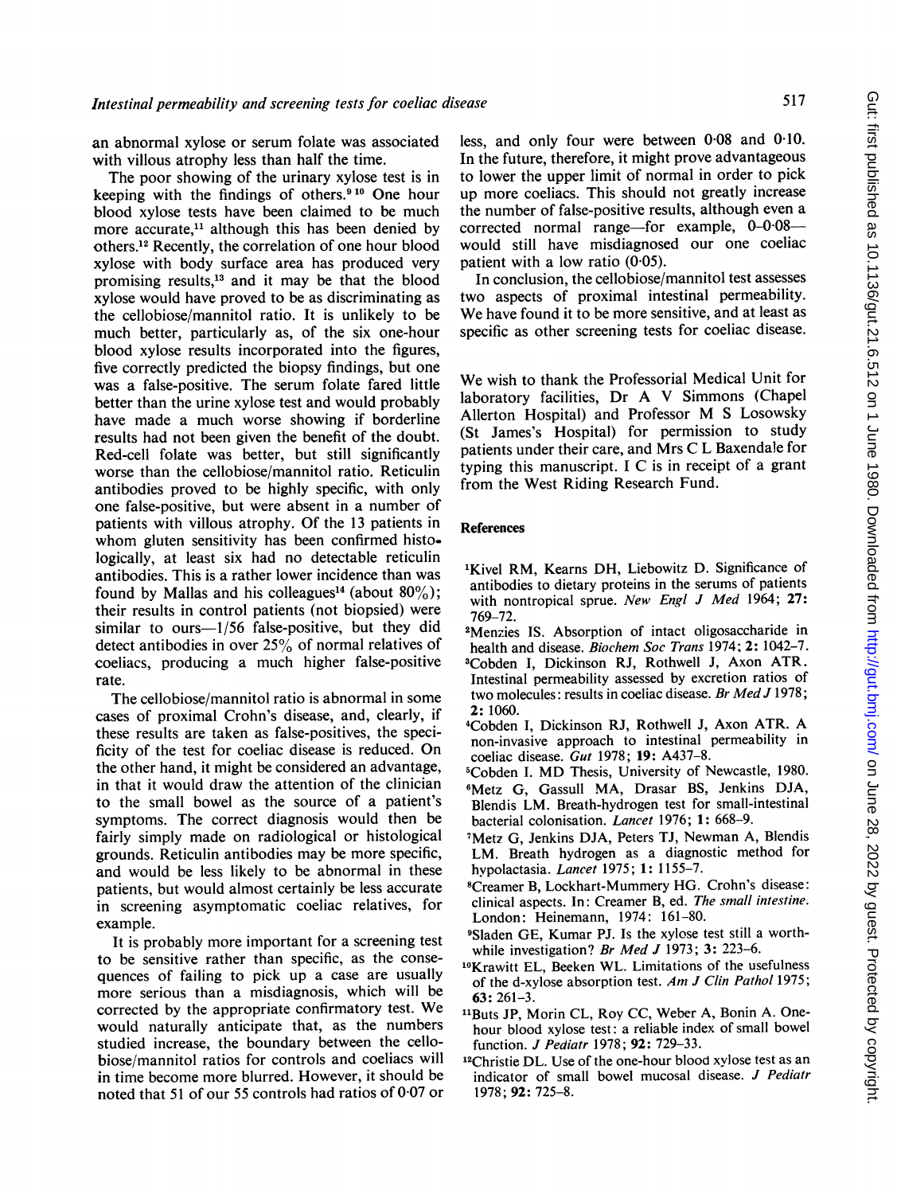an abnormal xylose or serum folate was associated with villous atrophy less than half the time.

The poor showing of the urinary xylose test is in keeping with the findings of others.[9 10] One hour blood xylose tests have been claimed to be much more accurate,[11] although this has been denied by others.[12] Recently, the correlation of one hour blood xylose with body surface area has produced very promising results,[13] and it may be that the blood xylose would have proved to be as discriminating as the cellobiose/mannitol ratio. It is unlikely to be much better, particularly as, of the six one-hour blood xylose results incorporated into the figures, five correctly predicted the biopsy findings, but one was a false-positive. The serum folate fared little better than the urine xylose test and would probably have made a much worse showing if borderline results had not been given the benefit of the doubt. Red-cell folate was better, but still significantly worse than the cellobiose/mannitol ratio. Reticulin antibodies proved to be highly specific, with only one false-positive, but were absent in a number of patients with villous atrophy. Of the 13 patients in whom gluten sensitivity has been confirmed histologically, at least six had no detectable reticulin antibodies. This is a rather lower incidence than was found by Mallas and his colleagues[14] (about 80%); their results in control patients (not biopsied) were similar to ours—1/56 false-positive, but they did detect antibodies in over 25% of normal relatives of coeliacs, producing a much higher false-positive rate.

The cellobiose/mannitol ratio is abnormal in some cases of proximal Crohn's disease, and, clearly, if these results are taken as false-positives, the specificity of the test for coeliac disease is reduced. On the other hand, it might be considered an advantage, in that it would draw the attention of the clinician to the small bowel as the source of a patient's symptoms. The correct diagnosis would then be fairly simply made on radiological or histological grounds. Reticulin antibodies may be more specific, and would be less likely to be abnormal in these patients, but would almost certainly be less accurate in screening asymptomatic coeliac relatives, for example.

It is probably more important for a screening test to be sensitive rather than specific, as the consequences of failing to pick up a case are usually more serious than a misdiagnosis, which will be corrected by the appropriate confirmatory test. We would naturally anticipate that, as the numbers studied increase, the boundary between the cellobiose/mannitol ratios for controls and coeliacs will in time become more blurred. However, it should be noted that 51 of our 55 controls had ratios of 0·07 or less, and only four were between 0·08 and 0·10. In the future, therefore, it might prove advantageous to lower the upper limit of normal in order to pick up more coeliacs. This should not greatly increase the number of false-positive results, although even a corrected normal range—for example, 0–0·08—would still have misdiagnosed our one coeliac patient with a low ratio (0·05).

In conclusion, the cellobiose/mannitol test assesses two aspects of proximal intestinal permeability. We have found it to be more sensitive, and at least as specific as other screening tests for coeliac disease.

We wish to thank the Professorial Medical Unit for laboratory facilities, Dr A V Simmons (Chapel Allerton Hospital) and Professor M S Losowsky (St James's Hospital) for permission to study patients under their care, and Mrs C L Baxendale for typing this manuscript. I C is in receipt of a grant from the West Riding Research Fund.

## References

1. Kivel RM, Kearns DH, Liebowitz D. Significance of antibodies to dietary proteins in the serums of patients with nontropical sprue. *New Engl J Med* 1964; **27:** 769–72.
2. Menzies IS. Absorption of intact oligosaccharide in health and disease. *Biochem Soc Trans* 1974; **2:** 1042–7.
3. Cobden I, Dickinson RJ, Rothwell J, Axon ATR. Intestinal permeability assessed by excretion ratios of two molecules: results in coeliac disease. *Br Med J* 1978; **2:** 1060.
4. Cobden I, Dickinson RJ, Rothwell J, Axon ATR. A non-invasive approach to intestinal permeability in coeliac disease. *Gut* 1978; **19:** A437–8.
5. Cobden I. MD Thesis, University of Newcastle, 1980.
6. Metz G, Gassull MA, Drasar BS, Jenkins DJA, Blendis LM. Breath-hydrogen test for small-intestinal bacterial colonisation. *Lancet* 1976; **1:** 668–9.
7. Metz G, Jenkins DJA, Peters TJ, Newman A, Blendis LM. Breath hydrogen as a diagnostic method for hypolactasia. *Lancet* 1975; **1:** 1155–7.
8. Creamer B, Lockhart-Mummery HG. Crohn's disease: clinical aspects. In: Creamer B, ed. *The small intestine.* London: Heinemann, 1974: 161–80.
9. Sladen GE, Kumar PJ. Is the xylose test still a worthwhile investigation? *Br Med J* 1973; **3:** 223–6.
10. Krawitt EL, Beeken WL. Limitations of the usefulness of the d-xylose absorption test. *Am J Clin Pathol* 1975; **63:** 261–3.
11. Buts JP, Morin CL, Roy CC, Weber A, Bonin A. One-hour blood xylose test: a reliable index of small bowel function. *J Pediatr* 1978; **92:** 729–33.
12. Christie DL. Use of the one-hour blood xylose test as an indicator of small bowel mucosal disease. *J Pediatr* 1978; **92:** 725–8.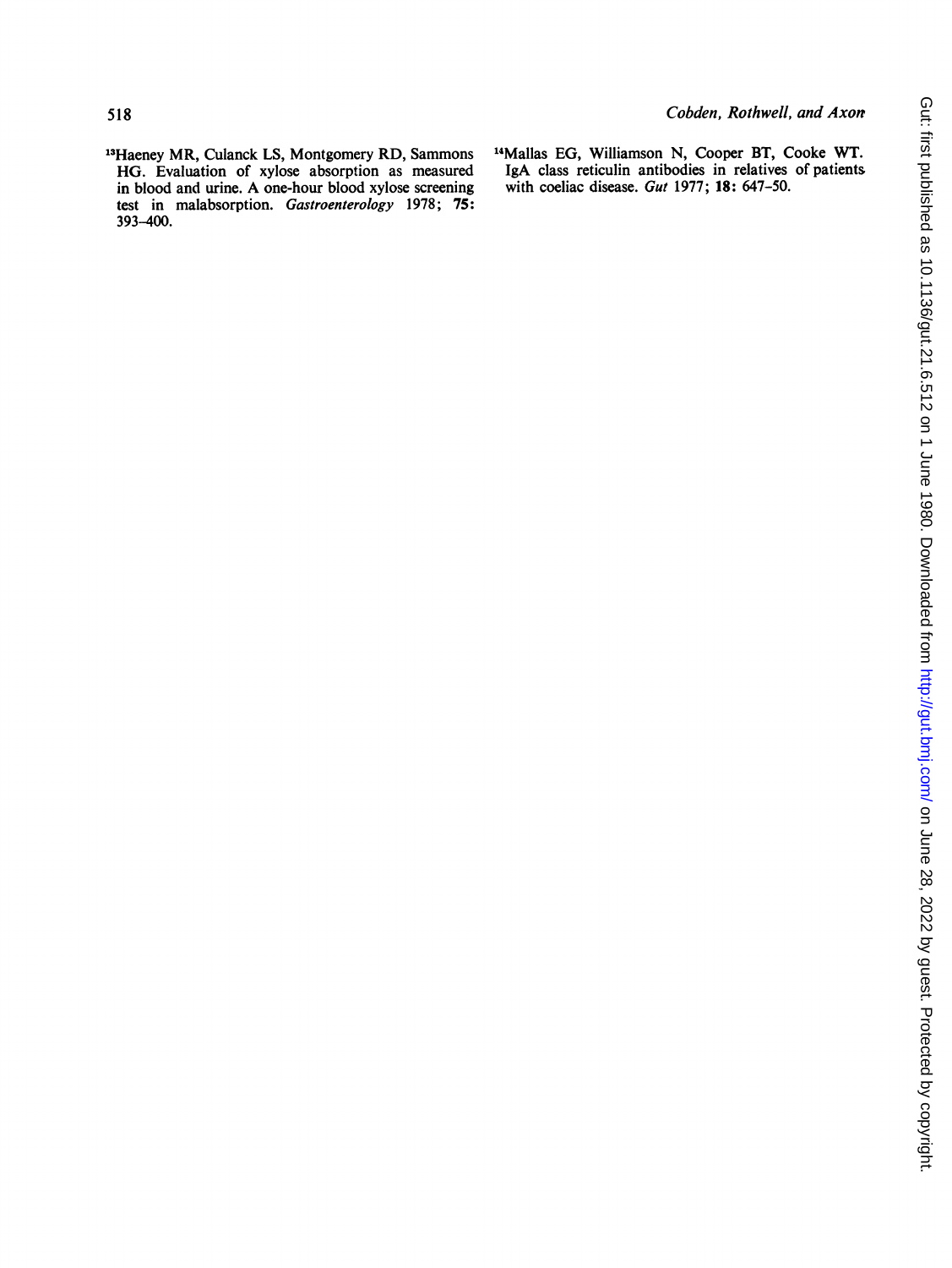[13]Haeney MR, Culanck LS, Montgomery RD, Sammons HG. Evaluation of xylose absorption as measured in blood and urine. A one-hour blood xylose screening test in malabsorption. *Gastroenterology* 1978; **75:** 393–400.

[14]Mallas EG, Williamson N, Cooper BT, Cooke WT. IgA class reticulin antibodies in relatives of patients with coeliac disease. *Gut* 1977; **18:** 647–50.